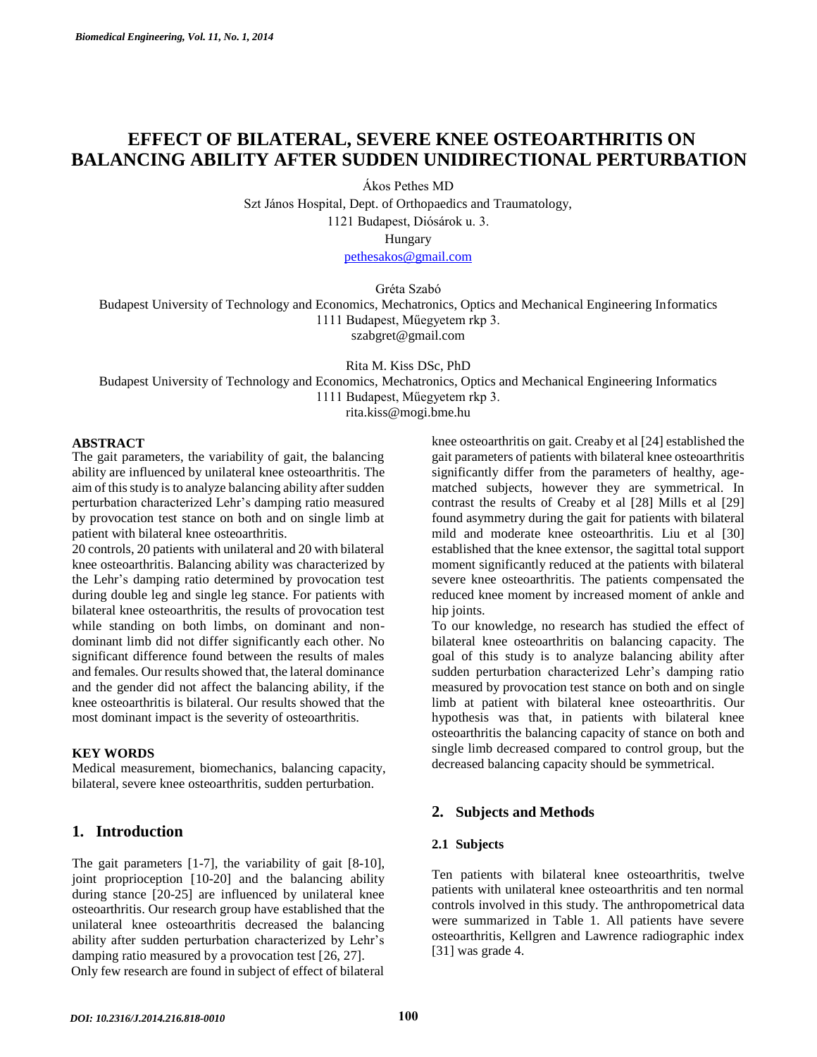# EFFECT OF BILATERAL, SEVERE KNEE OSTEOARTHRITIS ON BALANCING ABILITY AFTER SUDDEN UNIDIRECTIONAL PERTURBATION

Ákos Pethes MD
Szt János Hospital, Dept. of Orthopaedics and Traumatology,
1121 Budapest, Diósárok u. 3.
Hungary
pethesakos@gmail.com

Gréta Szabó
Budapest University of Technology and Economics, Mechatronics, Optics and Mechanical Engineering Informatics
1111 Budapest, Műegyetem rkp 3.
szabgret@gmail.com

Rita M. Kiss DSc, PhD
Budapest University of Technology and Economics, Mechatronics, Optics and Mechanical Engineering Informatics
1111 Budapest, Műegyetem rkp 3.
rita.kiss@mogi.bme.hu

## ABSTRACT

The gait parameters, the variability of gait, the balancing ability are influenced by unilateral knee osteoarthritis. The aim of this study is to analyze balancing ability after sudden perturbation characterized Lehr's damping ratio measured by provocation test stance on both and on single limb at patient with bilateral knee osteoarthritis.

20 controls, 20 patients with unilateral and 20 with bilateral knee osteoarthritis. Balancing ability was characterized by the Lehr's damping ratio determined by provocation test during double leg and single leg stance. For patients with bilateral knee osteoarthritis, the results of provocation test while standing on both limbs, on dominant and non-dominant limb did not differ significantly each other. No significant difference found between the results of males and females. Our results showed that, the lateral dominance and the gender did not affect the balancing ability, if the knee osteoarthritis is bilateral. Our results showed that the most dominant impact is the severity of osteoarthritis.

## KEY WORDS

Medical measurement, biomechanics, balancing capacity, bilateral, severe knee osteoarthritis, sudden perturbation.

## 1. Introduction

The gait parameters [1-7], the variability of gait [8-10], joint proprioception [10-20] and the balancing ability during stance [20-25] are influenced by unilateral knee osteoarthritis. Our research group have established that the unilateral knee osteoarthritis decreased the balancing ability after sudden perturbation characterized by Lehr's damping ratio measured by a provocation test [26, 27].

Only few research are found in subject of effect of bilateral knee osteoarthritis on gait. Creaby et al [24] established the gait parameters of patients with bilateral knee osteoarthritis significantly differ from the parameters of healthy, age-matched subjects, however they are symmetrical. In contrast the results of Creaby et al [28] Mills et al [29] found asymmetry during the gait for patients with bilateral mild and moderate knee osteoarthritis. Liu et al [30] established that the knee extensor, the sagittal total support moment significantly reduced at the patients with bilateral severe knee osteoarthritis. The patients compensated the reduced knee moment by increased moment of ankle and hip joints.

To our knowledge, no research has studied the effect of bilateral knee osteoarthritis on balancing capacity. The goal of this study is to analyze balancing ability after sudden perturbation characterized Lehr's damping ratio measured by provocation test stance on both and on single limb at patient with bilateral knee osteoarthritis. Our hypothesis was that, in patients with bilateral knee osteoarthritis the balancing capacity of stance on both and single limb decreased compared to control group, but the decreased balancing capacity should be symmetrical.

## 2. Subjects and Methods

### 2.1 Subjects

Ten patients with bilateral knee osteoarthritis, twelve patients with unilateral knee osteoarthritis and ten normal controls involved in this study. The anthropometrical data were summarized in Table 1. All patients have severe osteoarthritis, Kellgren and Lawrence radiographic index [31] was grade 4.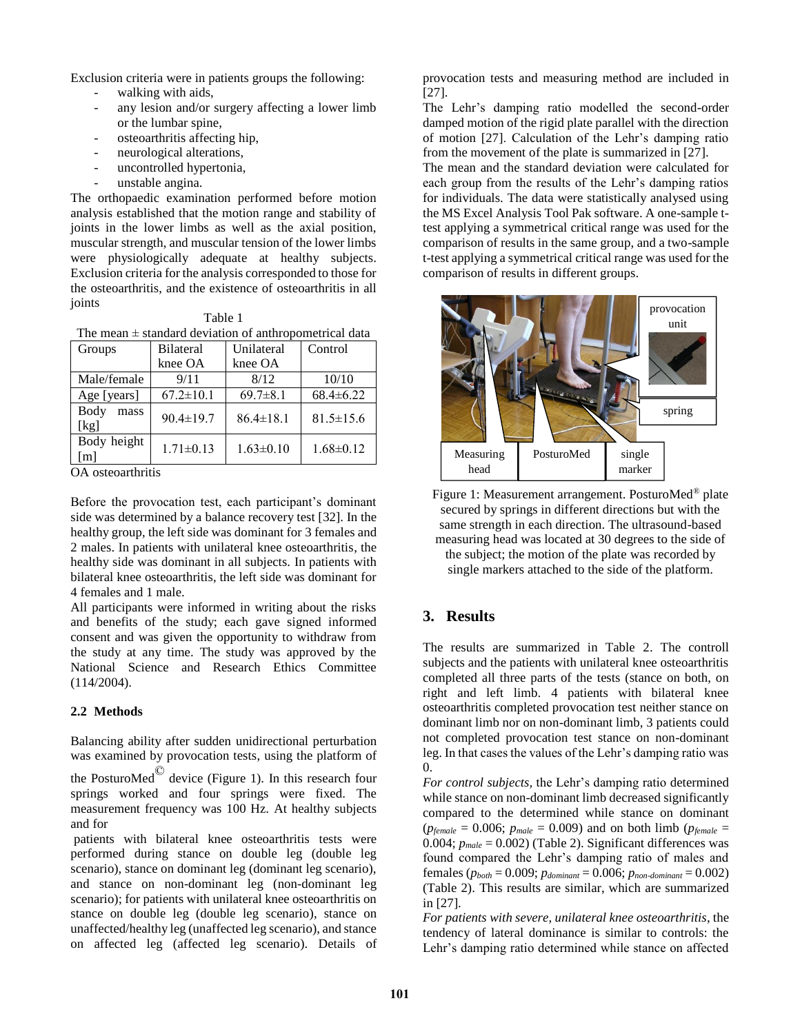Exclusion criteria were in patients groups the following:

- walking with aids,
- any lesion and/or surgery affecting a lower limb or the lumbar spine,
- osteoarthritis affecting hip,
- neurological alterations,
- uncontrolled hypertonia,
- unstable angina.

The orthopaedic examination performed before motion analysis established that the motion range and stability of joints in the lower limbs as well as the axial position, muscular strength, and muscular tension of the lower limbs were physiologically adequate at healthy subjects. Exclusion criteria for the analysis corresponded to those for the osteoarthritis, and the existence of osteoarthritis in all joints

Table 1

The mean ± standard deviation of anthropometrical data

| Groups | Bilateral knee OA | Unilateral knee OA | Control |
|---|---|---|---|
| Male/female | 9/11 | 8/12 | 10/10 |
| Age [years] | 67.2±10.1 | 69.7±8.1 | 68.4±6.22 |
| Body mass [kg] | 90.4±19.7 | 86.4±18.1 | 81.5±15.6 |
| Body height [m] | 1.71±0.13 | 1.63±0.10 | 1.68±0.12 |

OA osteoarthritis

Before the provocation test, each participant's dominant side was determined by a balance recovery test [32]. In the healthy group, the left side was dominant for 3 females and 2 males. In patients with unilateral knee osteoarthritis, the healthy side was dominant in all subjects. In patients with bilateral knee osteoarthritis, the left side was dominant for 4 females and 1 male.

All participants were informed in writing about the risks and benefits of the study; each gave signed informed consent and was given the opportunity to withdraw from the study at any time. The study was approved by the National Science and Research Ethics Committee (114/2004).

### 2.2 Methods

Balancing ability after sudden unidirectional perturbation was examined by provocation tests, using the platform of the PosturoMed© device (Figure 1). In this research four springs worked and four springs were fixed. The measurement frequency was 100 Hz. At healthy subjects and for

patients with bilateral knee osteoarthritis tests were performed during stance on double leg (double leg scenario), stance on dominant leg (dominant leg scenario), and stance on non-dominant leg (non-dominant leg scenario); for patients with unilateral knee osteoarthritis on stance on double leg (double leg scenario), stance on unaffected/healthy leg (unaffected leg scenario), and stance on affected leg (affected leg scenario). Details of provocation tests and measuring method are included in [27].

The Lehr's damping ratio modelled the second-order damped motion of the rigid plate parallel with the direction of motion [27]. Calculation of the Lehr's damping ratio from the movement of the plate is summarized in [27].

The mean and the standard deviation were calculated for each group from the results of the Lehr's damping ratios for individuals. The data were statistically analysed using the MS Excel Analysis Tool Pak software. A one-sample t-test applying a symmetrical critical range was used for the comparison of results in the same group, and a two-sample t-test applying a symmetrical critical range was used for the comparison of results in different groups.

Figure 1: Measurement arrangement. PosturoMed® plate secured by springs in different directions but with the same strength in each direction. The ultrasound-based measuring head was located at 30 degrees to the side of the subject; the motion of the plate was recorded by single markers attached to the side of the platform.

## 3. Results

The results are summarized in Table 2. The controll subjects and the patients with unilateral knee osteoarthritis completed all three parts of the tests (stance on both, on right and left limb. 4 patients with bilateral knee osteoarthritis completed provocation test neither stance on dominant limb nor on non-dominant limb, 3 patients could not completed provocation test stance on non-dominant leg. In that cases the values of the Lehr's damping ratio was 0.

*For control subjects*, the Lehr's damping ratio determined while stance on non-dominant limb decreased significantly compared to the determined while stance on dominant ($p_{female}$ = 0.006; $p_{male}$ = 0.009) and on both limb ($p_{female}$ = 0.004; $p_{male}$ = 0.002) (Table 2). Significant differences was found compared the Lehr's damping ratio of males and females ($p_{both}$ = 0.009; $p_{dominant}$ = 0.006; $p_{non\text{-}dominant}$ = 0.002) (Table 2). This results are similar, which are summarized in [27].

*For patients with severe, unilateral knee osteoarthritis*, the tendency of lateral dominance is similar to controls: the Lehr's damping ratio determined while stance on affected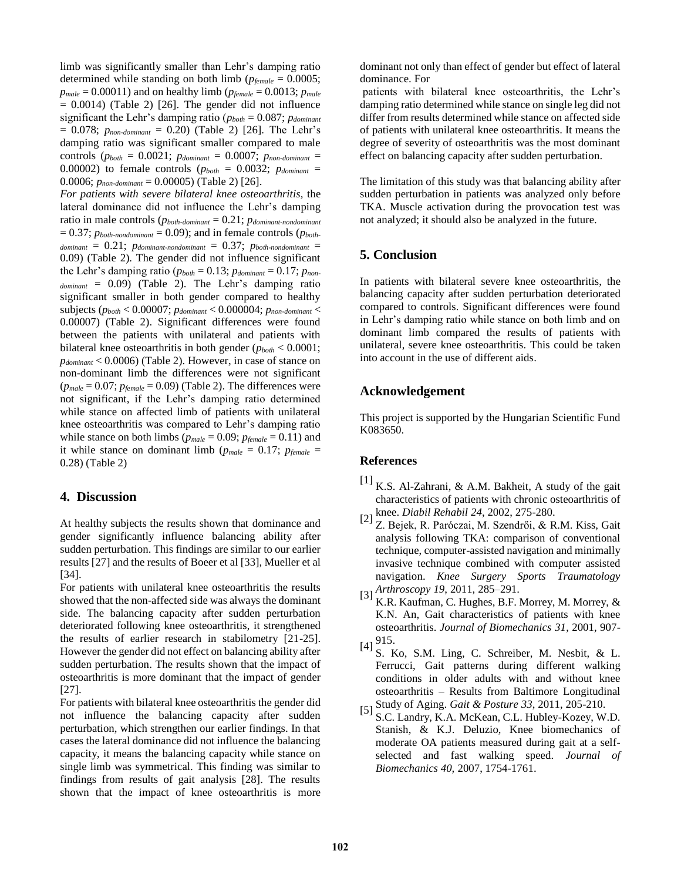limb was significantly smaller than Lehr's damping ratio determined while standing on both limb ($p_{female}$ = 0.0005; $p_{male}$ = 0.00011) and on healthy limb ($p_{female}$ = 0.0013; $p_{male}$ = 0.0014) (Table 2) [26]. The gender did not influence significant the Lehr's damping ratio ($p_{both}$ = 0.087; $p_{dominant}$ = 0.078; $p_{non\text{-}dominant}$ = 0.20) (Table 2) [26]. The Lehr's damping ratio was significant smaller compared to male controls ($p_{both}$ = 0.0021; $p_{dominant}$ = 0.0007; $p_{non\text{-}dominant}$ = 0.00002) to female controls ($p_{both}$ = 0.0032; $p_{dominant}$ = 0.0006; $p_{non\text{-}dominant}$ = 0.00005) (Table 2) [26].

*For patients with severe bilateral knee osteoarthritis*, the lateral dominance did not influence the Lehr's damping ratio in male controls ($p_{both\text{-}dominant}$ = 0.21; $p_{dominant\text{-}nondominant}$ = 0.37; $p_{both\text{-}nondominant}$ = 0.09); and in female controls ($p_{both\text{-}dominant}$ = 0.21; $p_{dominant\text{-}nondominant}$ = 0.37; $p_{both\text{-}nondominant}$ = 0.09) (Table 2). The gender did not influence significant the Lehr's damping ratio ($p_{both}$ = 0.13; $p_{dominant}$ = 0.17; $p_{non\text{-}dominant}$ = 0.09) (Table 2). The Lehr's damping ratio significant smaller in both gender compared to healthy subjects ($p_{both}$ < 0.00007; $p_{dominant}$ < 0.000004; $p_{non\text{-}dominant}$ < 0.00007) (Table 2). Significant differences were found between the patients with unilateral and patients with bilateral knee osteoarthritis in both gender ($p_{both}$ < 0.0001; $p_{dominant}$ < 0.0006) (Table 2). However, in case of stance on non-dominant limb the differences were not significant ($p_{male}$ = 0.07; $p_{female}$ = 0.09) (Table 2). The differences were not significant, if the Lehr's damping ratio determined while stance on affected limb of patients with unilateral knee osteoarthritis was compared to Lehr's damping ratio while stance on both limbs ($p_{male}$ = 0.09; $p_{female}$ = 0.11) and it while stance on dominant limb ($p_{male}$ = 0.17; $p_{female}$ = 0.28) (Table 2)

## 4. Discussion

At healthy subjects the results shown that dominance and gender significantly influence balancing ability after sudden perturbation. This findings are similar to our earlier results [27] and the results of Boeer et al [33], Mueller et al [34].

For patients with unilateral knee osteoarthritis the results showed that the non-affected side was always the dominant side. The balancing capacity after sudden perturbation deteriorated following knee osteoarthritis, it strengthened the results of earlier research in stabilometry [21-25]. However the gender did not effect on balancing ability after sudden perturbation. The results shown that the impact of osteoarthritis is more dominant that the impact of gender [27].

For patients with bilateral knee osteoarthritis the gender did not influence the balancing capacity after sudden perturbation, which strengthen our earlier findings. In that cases the lateral dominance did not influence the balancing capacity, it means the balancing capacity while stance on single limb was symmetrical. This finding was similar to findings from results of gait analysis [28]. The results shown that the impact of knee osteoarthritis is more dominant not only than effect of gender but effect of lateral dominance. For

patients with bilateral knee osteoarthritis, the Lehr's damping ratio determined while stance on single leg did not differ from results determined while stance on affected side of patients with unilateral knee osteoarthritis. It means the degree of severity of osteoarthritis was the most dominant effect on balancing capacity after sudden perturbation.

The limitation of this study was that balancing ability after sudden perturbation in patients was analyzed only before TKA. Muscle activation during the provocation test was not analyzed; it should also be analyzed in the future.

## 5. Conclusion

In patients with bilateral severe knee osteoarthritis, the balancing capacity after sudden perturbation deteriorated compared to controls. Significant differences were found in Lehr's damping ratio while stance on both limb and on dominant limb compared the results of patients with unilateral, severe knee osteoarthritis. This could be taken into account in the use of different aids.

## Acknowledgement

This project is supported by the Hungarian Scientific Fund K083650.

## References

[1] K.S. Al-Zahrani, & A.M. Bakheit, A study of the gait characteristics of patients with chronic osteoarthritis of knee. *Diabil Rehabil 24*, 2002, 275-280.

[2] Z. Bejek, R. Paróczai, M. Szendrői, & R.M. Kiss, Gait analysis following TKA: comparison of conventional technique, computer-assisted navigation and minimally invasive technique combined with computer assisted navigation. *Knee Surgery Sports Traumatology Arthroscopy 19*, 2011, 285–291.

[3] K.R. Kaufman, C. Hughes, B.F. Morrey, M. Morrey, & K.N. An, Gait characteristics of patients with knee osteoarthritis. *Journal of Biomechanics 31*, 2001, 907-915.

[4] S. Ko, S.M. Ling, C. Schreiber, M. Nesbit, & L. Ferrucci, Gait patterns during different walking conditions in older adults with and without knee osteoarthritis – Results from Baltimore Longitudinal Study of Aging. *Gait & Posture 33*, 2011, 205-210.

[5] S.C. Landry, K.A. McKean, C.L. Hubley-Kozey, W.D. Stanish, & K.J. Deluzio, Knee biomechanics of moderate OA patients measured during gait at a self-selected and fast walking speed. *Journal of Biomechanics 40*, 2007, 1754-1761.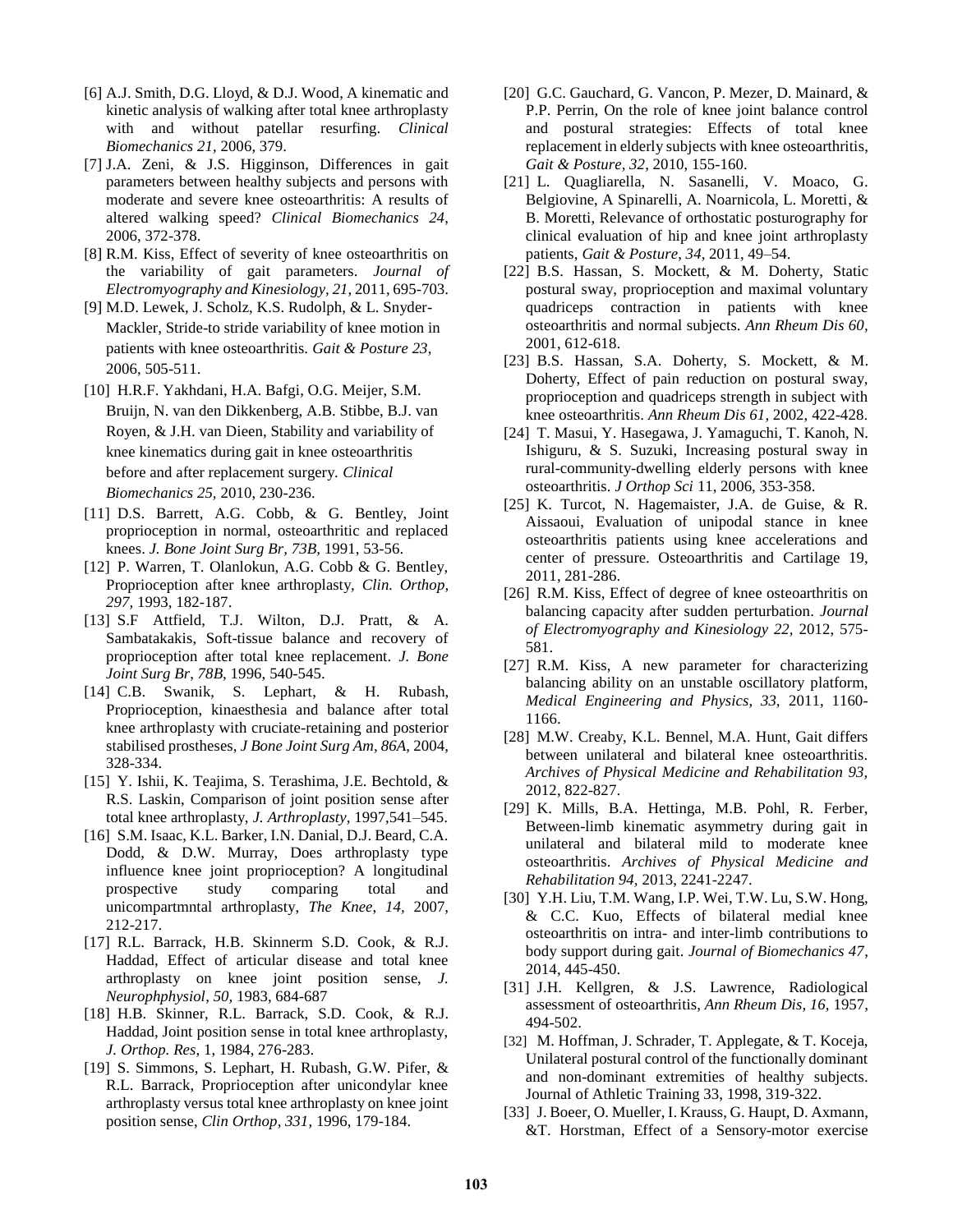[6] A.J. Smith, D.G. Lloyd, & D.J. Wood, A kinematic and kinetic analysis of walking after total knee arthroplasty with and without patellar resurfing. *Clinical Biomechanics 21*, 2006, 379.

[7] J.A. Zeni, & J.S. Higginson, Differences in gait parameters between healthy subjects and persons with moderate and severe knee osteoarthritis: A results of altered walking speed? *Clinical Biomechanics 24*, 2006, 372-378.

[8] R.M. Kiss, Effect of severity of knee osteoarthritis on the variability of gait parameters. *Journal of Electromyography and Kinesiology, 21*, 2011, 695-703.

[9] M.D. Lewek, J. Scholz, K.S. Rudolph, & L. Snyder-Mackler, Stride-to stride variability of knee motion in patients with knee osteoarthritis. *Gait & Posture 23*, 2006, 505-511.

[10] H.R.F. Yakhdani, H.A. Bafgi, O.G. Meijer, S.M. Bruijn, N. van den Dikkenberg, A.B. Stibbe, B.J. van Royen, & J.H. van Dieen, Stability and variability of knee kinematics during gait in knee osteoarthritis before and after replacement surgery. *Clinical Biomechanics 25*, 2010, 230-236.

[11] D.S. Barrett, A.G. Cobb, & G. Bentley, Joint proprioception in normal, osteoarthritic and replaced knees. *J. Bone Joint Surg Br, 73B*, 1991, 53-56.

[12] P. Warren, T. Olanlokun, A.G. Cobb & G. Bentley, Proprioception after knee arthroplasty, *Clin. Orthop, 297*, 1993, 182-187.

[13] S.F Attfield, T.J. Wilton, D.J. Pratt, & A. Sambatakakis, Soft-tissue balance and recovery of proprioception after total knee replacement. *J. Bone Joint Surg Br, 78B*, 1996, 540-545.

[14] C.B. Swanik, S. Lephart, & H. Rubash, Proprioception, kinaesthesia and balance after total knee arthroplasty with cruciate-retaining and posterior stabilised prostheses, *J Bone Joint Surg Am, 86A*, 2004, 328-334.

[15] Y. Ishii, K. Teajima, S. Terashima, J.E. Bechtold, & R.S. Laskin, Comparison of joint position sense after total knee arthroplasty, *J. Arthroplasty*, 1997,541–545.

[16] S.M. Isaac, K.L. Barker, I.N. Danial, D.J. Beard, C.A. Dodd, & D.W. Murray, Does arthroplasty type influence knee joint proprioception? A longitudinal prospective study comparing total and unicompartmntal arthroplasty, *The Knee, 14*, 2007, 212-217.

[17] R.L. Barrack, H.B. Skinnerm S.D. Cook, & R.J. Haddad, Effect of articular disease and total knee arthroplasty on knee joint position sense, *J. Neurophphysiol, 50*, 1983, 684-687

[18] H.B. Skinner, R.L. Barrack, S.D. Cook, & R.J. Haddad, Joint position sense in total knee arthroplasty, *J. Orthop. Res*, 1, 1984, 276-283.

[19] S. Simmons, S. Lephart, H. Rubash, G.W. Pifer, & R.L. Barrack, Proprioception after unicondylar knee arthroplasty versus total knee arthroplasty on knee joint position sense, *Clin Orthop, 331*, 1996, 179-184.

[20] G.C. Gauchard, G. Vancon, P. Mezer, D. Mainard, & P.P. Perrin, On the role of knee joint balance control and postural strategies: Effects of total knee replacement in elderly subjects with knee osteoarthritis, *Gait & Posture, 32*, 2010, 155-160.

[21] L. Quagliarella, N. Sasanelli, V. Moaco, G. Belgiovine, A Spinarelli, A. Noarnicola, L. Moretti, & B. Moretti, Relevance of orthostatic posturography for clinical evaluation of hip and knee joint arthroplasty patients, *Gait & Posture, 34*, 2011, 49–54.

[22] B.S. Hassan, S. Mockett, & M. Doherty, Static postural sway, proprioception and maximal voluntary quadriceps contraction in patients with knee osteoarthritis and normal subjects. *Ann Rheum Dis 60*, 2001, 612-618.

[23] B.S. Hassan, S.A. Doherty, S. Mockett, & M. Doherty, Effect of pain reduction on postural sway, proprioception and quadriceps strength in subject with knee osteoarthritis. *Ann Rheum Dis 61*, 2002, 422-428.

[24] T. Masui, Y. Hasegawa, J. Yamaguchi, T. Kanoh, N. Ishiguru, & S. Suzuki, Increasing postural sway in rural-community-dwelling elderly persons with knee osteoarthritis. *J Orthop Sci* 11, 2006, 353-358.

[25] K. Turcot, N. Hagemaister, J.A. de Guise, & R. Aissaoui, Evaluation of unipodal stance in knee osteoarthritis patients using knee accelerations and center of pressure. Osteoarthritis and Cartilage 19, 2011, 281-286.

[26] R.M. Kiss, Effect of degree of knee osteoarthritis on balancing capacity after sudden perturbation. *Journal of Electromyography and Kinesiology 22*, 2012, 575-581.

[27] R.M. Kiss, A new parameter for characterizing balancing ability on an unstable oscillatory platform, *Medical Engineering and Physics, 33*, 2011, 1160-1166.

[28] M.W. Creaby, K.L. Bennel, M.A. Hunt, Gait differs between unilateral and bilateral knee osteoarthritis. *Archives of Physical Medicine and Rehabilitation 93,* 2012, 822-827.

[29] K. Mills, B.A. Hettinga, M.B. Pohl, R. Ferber, Between-limb kinematic asymmetry during gait in unilateral and bilateral mild to moderate knee osteoarthritis. *Archives of Physical Medicine and Rehabilitation 94*, 2013, 2241-2247.

[30] Y.H. Liu, T.M. Wang, I.P. Wei, T.W. Lu, S.W. Hong, & C.C. Kuo, Effects of bilateral medial knee osteoarthritis on intra- and inter-limb contributions to body support during gait. *Journal of Biomechanics 47*, 2014, 445-450.

[31] J.H. Kellgren, & J.S. Lawrence, Radiological assessment of osteoarthritis, *Ann Rheum Dis, 16*, 1957, 494-502.

[32] M. Hoffman, J. Schrader, T. Applegate, & T. Koceja, Unilateral postural control of the functionally dominant and non-dominant extremities of healthy subjects. Journal of Athletic Training 33, 1998, 319-322.

[33] J. Boeer, O. Mueller, I. Krauss, G. Haupt, D. Axmann, &T. Horstman, Effect of a Sensory-motor exercise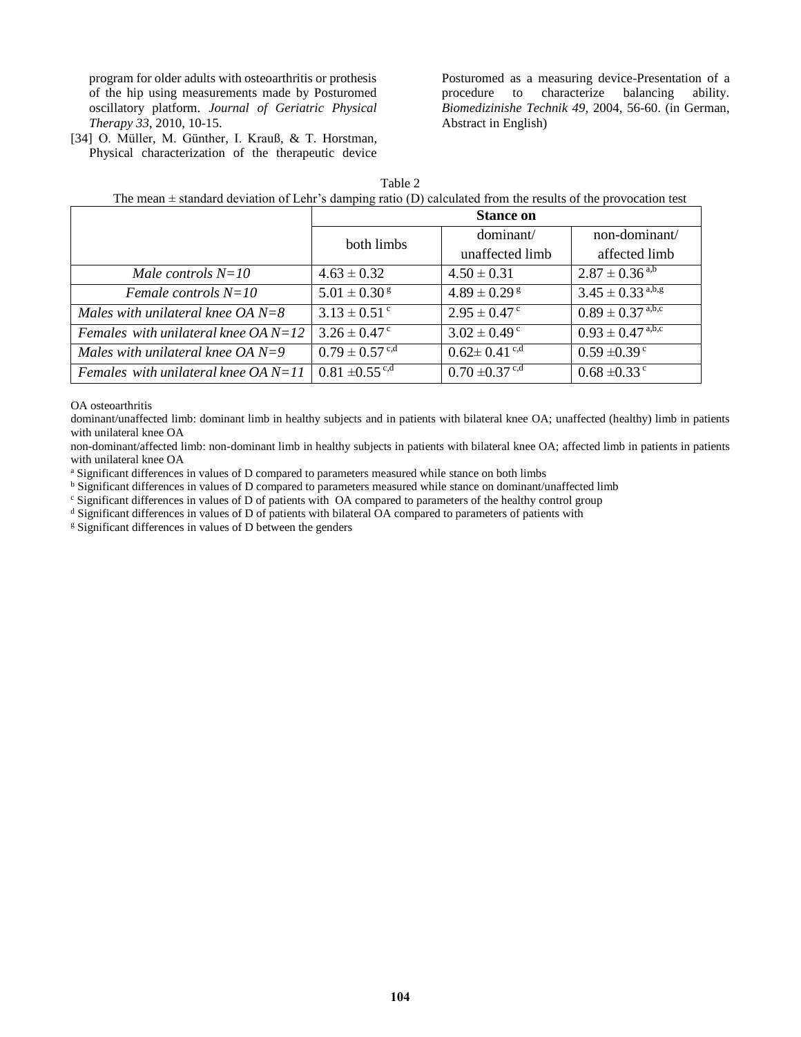program for older adults with osteoarthritis or prothesis of the hip using measurements made by Posturomed oscillatory platform. *Journal of Geriatric Physical Therapy 33*, 2010, 10-15.

[34] O. Müller, M. Günther, I. Krauß, & T. Horstman, Physical characterization of the therapeutic device Posturomed as a measuring device-Presentation of a procedure to characterize balancing ability. *Biomedizinishe Technik 49*, 2004, 56-60. (in German, Abstract in English)

Table 2

The mean ± standard deviation of Lehr's damping ratio (D) calculated from the results of the provocation test

| | **Stance on** | | |
|---|---|---|---|
| | both limbs | dominant/ unaffected limb | non-dominant/ affected limb |
| *Male controls N=10* | 4.63 ± 0.32 | 4.50 ± 0.31 | 2.87 ± 0.36 [a,b] |
| *Female controls N=10* | 5.01 ± 0.30 [g] | 4.89 ± 0.29 [g] | 3.45 ± 0.33 [a,b,g] |
| *Males with unilateral knee OA N=8* | 3.13 ± 0.51 [c] | 2.95 ± 0.47 [c] | 0.89 ± 0.37 [a,b,c] |
| *Females with unilateral knee OA N=12* | 3.26 ± 0.47 [c] | 3.02 ± 0.49 [c] | 0.93 ± 0.47 [a,b,c] |
| *Males with unilateral knee OA N=9* | 0.79 ± 0.57 [c,d] | 0.62± 0.41 [c,d] | 0.59 ±0.39 [c] |
| *Females with unilateral knee OA N=11* | 0.81 ±0.55 [c,d] | 0.70 ±0.37 [c,d] | 0.68 ±0.33 [c] |

OA osteoarthritis

dominant/unaffected limb: dominant limb in healthy subjects and in patients with bilateral knee OA; unaffected (healthy) limb in patients with unilateral knee OA

non-dominant/affected limb: non-dominant limb in healthy subjects in patients with bilateral knee OA; affected limb in patients in patients with unilateral knee OA

[a] Significant differences in values of D compared to parameters measured while stance on both limbs

[b] Significant differences in values of D compared to parameters measured while stance on dominant/unaffected limb

[c] Significant differences in values of D of patients with OA compared to parameters of the healthy control group

[d] Significant differences in values of D of patients with bilateral OA compared to parameters of patients with

[g] Significant differences in values of D between the genders